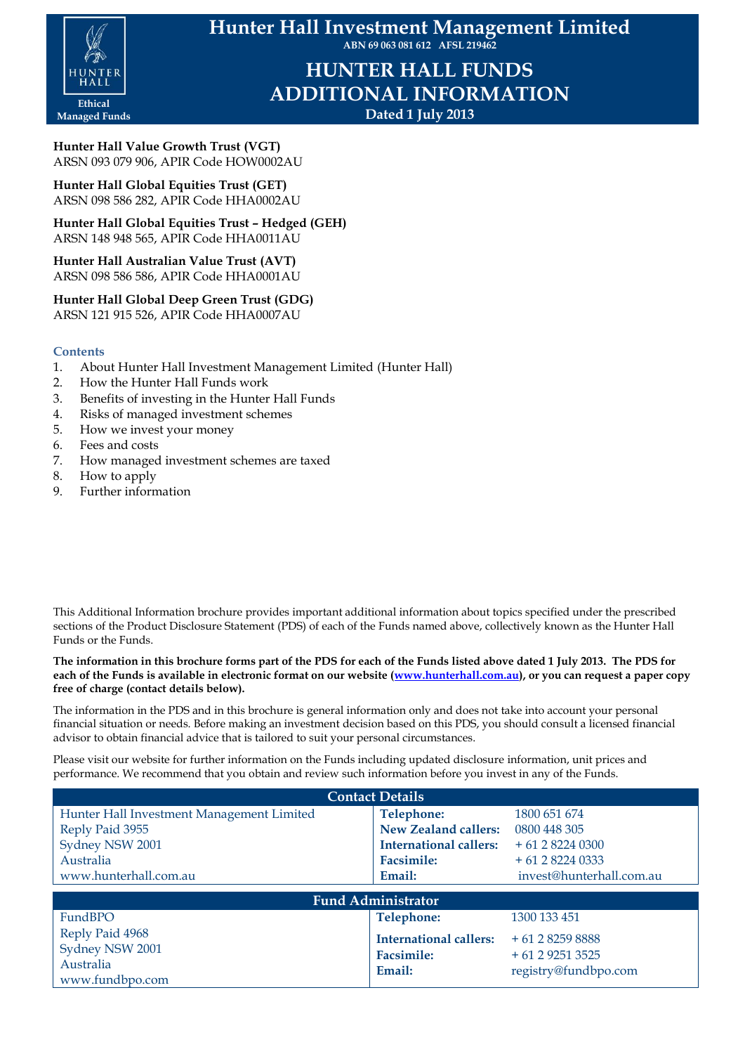# Hunter Hall Investment Management Limited

**ABN 69 063 081 612 AFSL 219462**

HUNTER HALL

Ethical Managed Funds

# HUNTER HALL FUNDS ADDITIONAL INFORMATION

**Dated 1 July 2013**

**Hunter Hall Value Growth Trust (VGT)**
ARSN 093 079 906, APIR Code HOW0002AU

**Hunter Hall Global Equities Trust (GET)**
ARSN 098 586 282, APIR Code HHA0002AU

**Hunter Hall Global Equities Trust – Hedged (GEH)**
ARSN 148 948 565, APIR Code HHA0011AU

**Hunter Hall Australian Value Trust (AVT)**
ARSN 098 586 586, APIR Code HHA0001AU

**Hunter Hall Global Deep Green Trust (GDG)**
ARSN 121 915 526, APIR Code HHA0007AU

## Contents

1. About Hunter Hall Investment Management Limited (Hunter Hall)
2. How the Hunter Hall Funds work
3. Benefits of investing in the Hunter Hall Funds
4. Risks of managed investment schemes
5. How we invest your money
6. Fees and costs
7. How managed investment schemes are taxed
8. How to apply
9. Further information

This Additional Information brochure provides important additional information about topics specified under the prescribed sections of the Product Disclosure Statement (PDS) of each of the Funds named above, collectively known as the Hunter Hall Funds or the Funds.

**The information in this brochure forms part of the PDS for each of the Funds listed above dated 1 July 2013. The PDS for each of the Funds is available in electronic format on our website (www.hunterhall.com.au), or you can request a paper copy free of charge (contact details below).**

The information in the PDS and in this brochure is general information only and does not take into account your personal financial situation or needs. Before making an investment decision based on this PDS, you should consult a licensed financial advisor to obtain financial advice that is tailored to suit your personal circumstances.

Please visit our website for further information on the Funds including updated disclosure information, unit prices and performance. We recommend that you obtain and review such information before you invest in any of the Funds.

| Contact Details | | |
|---|---|---|
| Hunter Hall Investment Management Limited | **Telephone:** | 1800 651 674 |
| Reply Paid 3955 | **New Zealand callers:** | 0800 448 305 |
| Sydney NSW 2001 | **International callers:** | + 61 2 8224 0300 |
| Australia | **Facsimile:** | + 61 2 8224 0333 |
| www.hunterhall.com.au | **Email:** | invest@hunterhall.com.au |

| Fund Administrator | | |
|---|---|---|
| FundBPO | **Telephone:** | 1300 133 451 |
| Reply Paid 4968 | **International callers:** | + 61 2 8259 8888 |
| Sydney NSW 2001 | **Facsimile:** | + 61 2 9251 3525 |
| Australia | **Email:** | registry@fundbpo.com |
| www.fundbpo.com | | |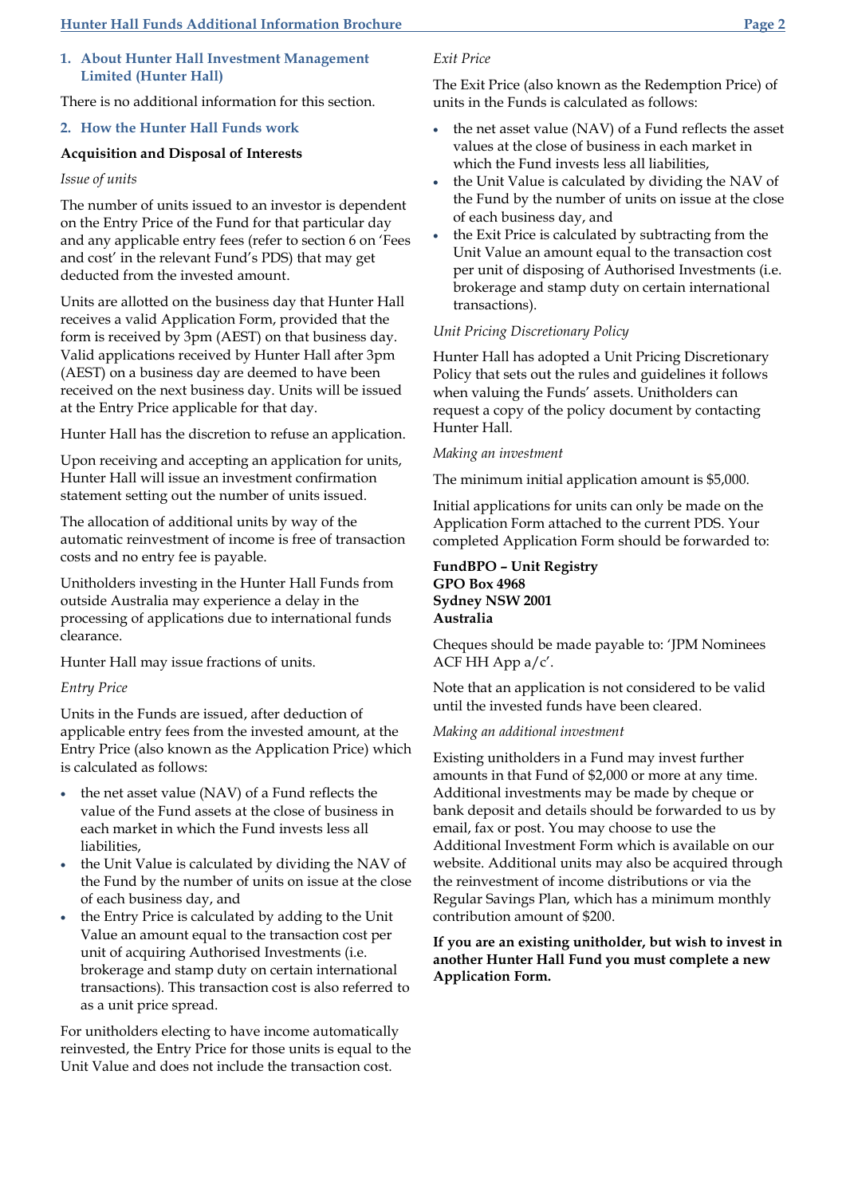## 1. About Hunter Hall Investment Management Limited (Hunter Hall)

There is no additional information for this section.

## 2. How the Hunter Hall Funds work

**Acquisition and Disposal of Interests**

*Issue of units*

The number of units issued to an investor is dependent on the Entry Price of the Fund for that particular day and any applicable entry fees (refer to section 6 on 'Fees and cost' in the relevant Fund's PDS) that may get deducted from the invested amount.

Units are allotted on the business day that Hunter Hall receives a valid Application Form, provided that the form is received by 3pm (AEST) on that business day. Valid applications received by Hunter Hall after 3pm (AEST) on a business day are deemed to have been received on the next business day. Units will be issued at the Entry Price applicable for that day.

Hunter Hall has the discretion to refuse an application.

Upon receiving and accepting an application for units, Hunter Hall will issue an investment confirmation statement setting out the number of units issued.

The allocation of additional units by way of the automatic reinvestment of income is free of transaction costs and no entry fee is payable.

Unitholders investing in the Hunter Hall Funds from outside Australia may experience a delay in the processing of applications due to international funds clearance.

Hunter Hall may issue fractions of units.

*Entry Price*

Units in the Funds are issued, after deduction of applicable entry fees from the invested amount, at the Entry Price (also known as the Application Price) which is calculated as follows:

- the net asset value (NAV) of a Fund reflects the value of the Fund assets at the close of business in each market in which the Fund invests less all liabilities,
- the Unit Value is calculated by dividing the NAV of the Fund by the number of units on issue at the close of each business day, and
- the Entry Price is calculated by adding to the Unit Value an amount equal to the transaction cost per unit of acquiring Authorised Investments (i.e. brokerage and stamp duty on certain international transactions). This transaction cost is also referred to as a unit price spread.

For unitholders electing to have income automatically reinvested, the Entry Price for those units is equal to the Unit Value and does not include the transaction cost.

*Exit Price*

The Exit Price (also known as the Redemption Price) of units in the Funds is calculated as follows:

- the net asset value (NAV) of a Fund reflects the asset values at the close of business in each market in which the Fund invests less all liabilities,
- the Unit Value is calculated by dividing the NAV of the Fund by the number of units on issue at the close of each business day, and
- the Exit Price is calculated by subtracting from the Unit Value an amount equal to the transaction cost per unit of disposing of Authorised Investments (i.e. brokerage and stamp duty on certain international transactions).

*Unit Pricing Discretionary Policy*

Hunter Hall has adopted a Unit Pricing Discretionary Policy that sets out the rules and guidelines it follows when valuing the Funds' assets. Unitholders can request a copy of the policy document by contacting Hunter Hall.

*Making an investment*

The minimum initial application amount is $5,000.

Initial applications for units can only be made on the Application Form attached to the current PDS. Your completed Application Form should be forwarded to:

**FundBPO – Unit Registry**
**GPO Box 4968**
**Sydney NSW 2001**
**Australia**

Cheques should be made payable to: 'JPM Nominees ACF HH App a/c'.

Note that an application is not considered to be valid until the invested funds have been cleared.

*Making an additional investment*

Existing unitholders in a Fund may invest further amounts in that Fund of $2,000 or more at any time. Additional investments may be made by cheque or bank deposit and details should be forwarded to us by email, fax or post. You may choose to use the Additional Investment Form which is available on our website. Additional units may also be acquired through the reinvestment of income distributions or via the Regular Savings Plan, which has a minimum monthly contribution amount of $200.

**If you are an existing unitholder, but wish to invest in another Hunter Hall Fund you must complete a new Application Form.**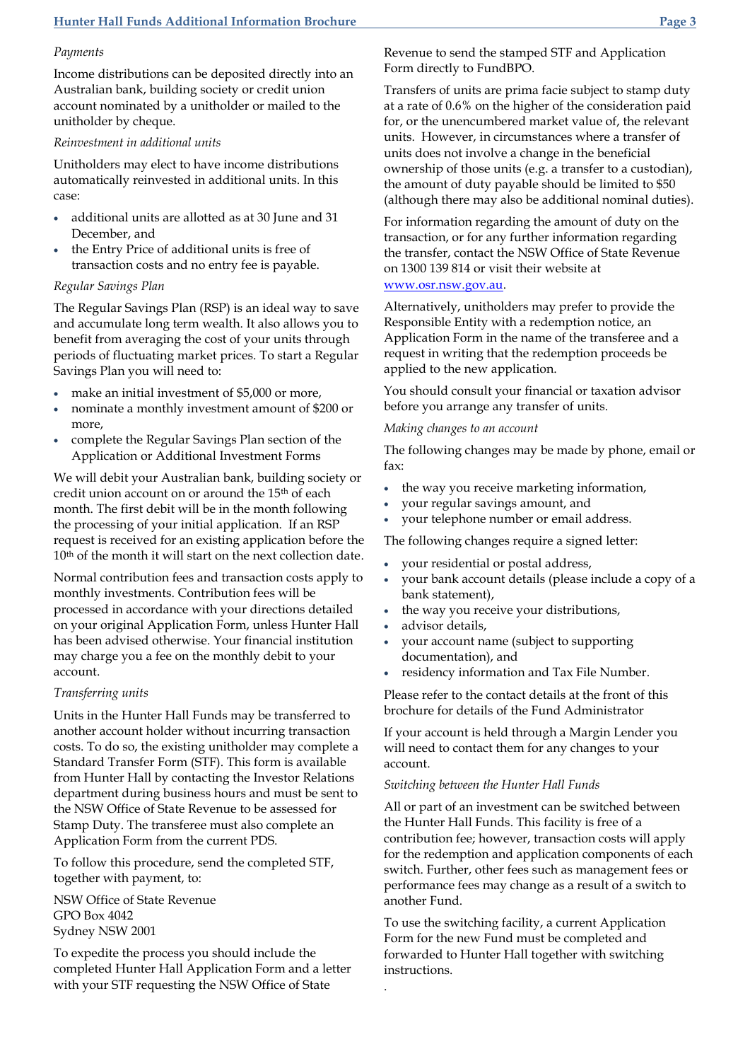*Payments*

Income distributions can be deposited directly into an Australian bank, building society or credit union account nominated by a unitholder or mailed to the unitholder by cheque.

*Reinvestment in additional units*

Unitholders may elect to have income distributions automatically reinvested in additional units. In this case:

- additional units are allotted as at 30 June and 31 December, and
- the Entry Price of additional units is free of transaction costs and no entry fee is payable.

*Regular Savings Plan*

The Regular Savings Plan (RSP) is an ideal way to save and accumulate long term wealth. It also allows you to benefit from averaging the cost of your units through periods of fluctuating market prices. To start a Regular Savings Plan you will need to:

- make an initial investment of $5,000 or more,
- nominate a monthly investment amount of $200 or more,
- complete the Regular Savings Plan section of the Application or Additional Investment Forms

We will debit your Australian bank, building society or credit union account on or around the 15th of each month. The first debit will be in the month following the processing of your initial application. If an RSP request is received for an existing application before the 10th of the month it will start on the next collection date.

Normal contribution fees and transaction costs apply to monthly investments. Contribution fees will be processed in accordance with your directions detailed on your original Application Form, unless Hunter Hall has been advised otherwise. Your financial institution may charge you a fee on the monthly debit to your account.

*Transferring units*

Units in the Hunter Hall Funds may be transferred to another account holder without incurring transaction costs. To do so, the existing unitholder may complete a Standard Transfer Form (STF). This form is available from Hunter Hall by contacting the Investor Relations department during business hours and must be sent to the NSW Office of State Revenue to be assessed for Stamp Duty. The transferee must also complete an Application Form from the current PDS.

To follow this procedure, send the completed STF, together with payment, to:

NSW Office of State Revenue
GPO Box 4042
Sydney NSW 2001

To expedite the process you should include the completed Hunter Hall Application Form and a letter with your STF requesting the NSW Office of State Revenue to send the stamped STF and Application Form directly to FundBPO.

Transfers of units are prima facie subject to stamp duty at a rate of 0.6% on the higher of the consideration paid for, or the unencumbered market value of, the relevant units. However, in circumstances where a transfer of units does not involve a change in the beneficial ownership of those units (e.g. a transfer to a custodian), the amount of duty payable should be limited to $50 (although there may also be additional nominal duties).

For information regarding the amount of duty on the transaction, or for any further information regarding the transfer, contact the NSW Office of State Revenue on 1300 139 814 or visit their website at www.osr.nsw.gov.au.

Alternatively, unitholders may prefer to provide the Responsible Entity with a redemption notice, an Application Form in the name of the transferee and a request in writing that the redemption proceeds be applied to the new application.

You should consult your financial or taxation advisor before you arrange any transfer of units.

*Making changes to an account*

The following changes may be made by phone, email or fax:

- the way you receive marketing information,
- your regular savings amount, and
- your telephone number or email address.

The following changes require a signed letter:

- your residential or postal address,
- your bank account details (please include a copy of a bank statement),
- the way you receive your distributions,
- advisor details,
- your account name (subject to supporting documentation), and
- residency information and Tax File Number.

Please refer to the contact details at the front of this brochure for details of the Fund Administrator

If your account is held through a Margin Lender you will need to contact them for any changes to your account.

*Switching between the Hunter Hall Funds*

All or part of an investment can be switched between the Hunter Hall Funds. This facility is free of a contribution fee; however, transaction costs will apply for the redemption and application components of each switch. Further, other fees such as management fees or performance fees may change as a result of a switch to another Fund.

To use the switching facility, a current Application Form for the new Fund must be completed and forwarded to Hunter Hall together with switching instructions.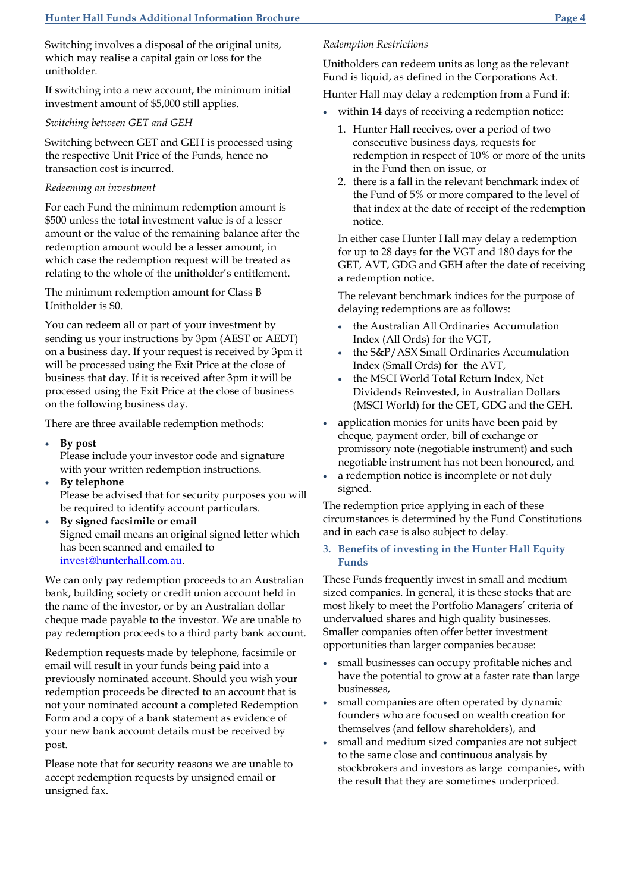Switching involves a disposal of the original units, which may realise a capital gain or loss for the unitholder.

If switching into a new account, the minimum initial investment amount of $5,000 still applies.

*Switching between GET and GEH*

Switching between GET and GEH is processed using the respective Unit Price of the Funds, hence no transaction cost is incurred.

*Redeeming an investment*

For each Fund the minimum redemption amount is $500 unless the total investment value is of a lesser amount or the value of the remaining balance after the redemption amount would be a lesser amount, in which case the redemption request will be treated as relating to the whole of the unitholder's entitlement.

The minimum redemption amount for Class B Unitholder is $0.

You can redeem all or part of your investment by sending us your instructions by 3pm (AEST or AEDT) on a business day. If your request is received by 3pm it will be processed using the Exit Price at the close of business that day. If it is received after 3pm it will be processed using the Exit Price at the close of business on the following business day.

There are three available redemption methods:

- **By post**
  Please include your investor code and signature with your written redemption instructions.
- **By telephone**
  Please be advised that for security purposes you will be required to identify account particulars.
- **By signed facsimile or email**
  Signed email means an original signed letter which has been scanned and emailed to invest@hunterhall.com.au.

We can only pay redemption proceeds to an Australian bank, building society or credit union account held in the name of the investor, or by an Australian dollar cheque made payable to the investor. We are unable to pay redemption proceeds to a third party bank account.

Redemption requests made by telephone, facsimile or email will result in your funds being paid into a previously nominated account. Should you wish your redemption proceeds be directed to an account that is not your nominated account a completed Redemption Form and a copy of a bank statement as evidence of your new bank account details must be received by post.

Please note that for security reasons we are unable to accept redemption requests by unsigned email or unsigned fax.

*Redemption Restrictions*

Unitholders can redeem units as long as the relevant Fund is liquid, as defined in the Corporations Act.

Hunter Hall may delay a redemption from a Fund if:

- within 14 days of receiving a redemption notice:
  1. Hunter Hall receives, over a period of two consecutive business days, requests for redemption in respect of 10% or more of the units in the Fund then on issue, or
  2. there is a fall in the relevant benchmark index of the Fund of 5% or more compared to the level of that index at the date of receipt of the redemption notice.

  In either case Hunter Hall may delay a redemption for up to 28 days for the VGT and 180 days for the GET, AVT, GDG and GEH after the date of receiving a redemption notice.

  The relevant benchmark indices for the purpose of delaying redemptions are as follows:

  - the Australian All Ordinaries Accumulation Index (All Ords) for the VGT,
  - the S&P/ASX Small Ordinaries Accumulation Index (Small Ords) for the AVT,
  - the MSCI World Total Return Index, Net Dividends Reinvested, in Australian Dollars (MSCI World) for the GET, GDG and the GEH.
- application monies for units have been paid by cheque, payment order, bill of exchange or promissory note (negotiable instrument) and such negotiable instrument has not been honoured, and
- a redemption notice is incomplete or not duly signed.

The redemption price applying in each of these circumstances is determined by the Fund Constitutions and in each case is also subject to delay.

## 3. Benefits of investing in the Hunter Hall Equity Funds

These Funds frequently invest in small and medium sized companies. In general, it is these stocks that are most likely to meet the Portfolio Managers' criteria of undervalued shares and high quality businesses. Smaller companies often offer better investment opportunities than larger companies because:

- small businesses can occupy profitable niches and have the potential to grow at a faster rate than large businesses,
- small companies are often operated by dynamic founders who are focused on wealth creation for themselves (and fellow shareholders), and
- small and medium sized companies are not subject to the same close and continuous analysis by stockbrokers and investors as large companies, with the result that they are sometimes underpriced.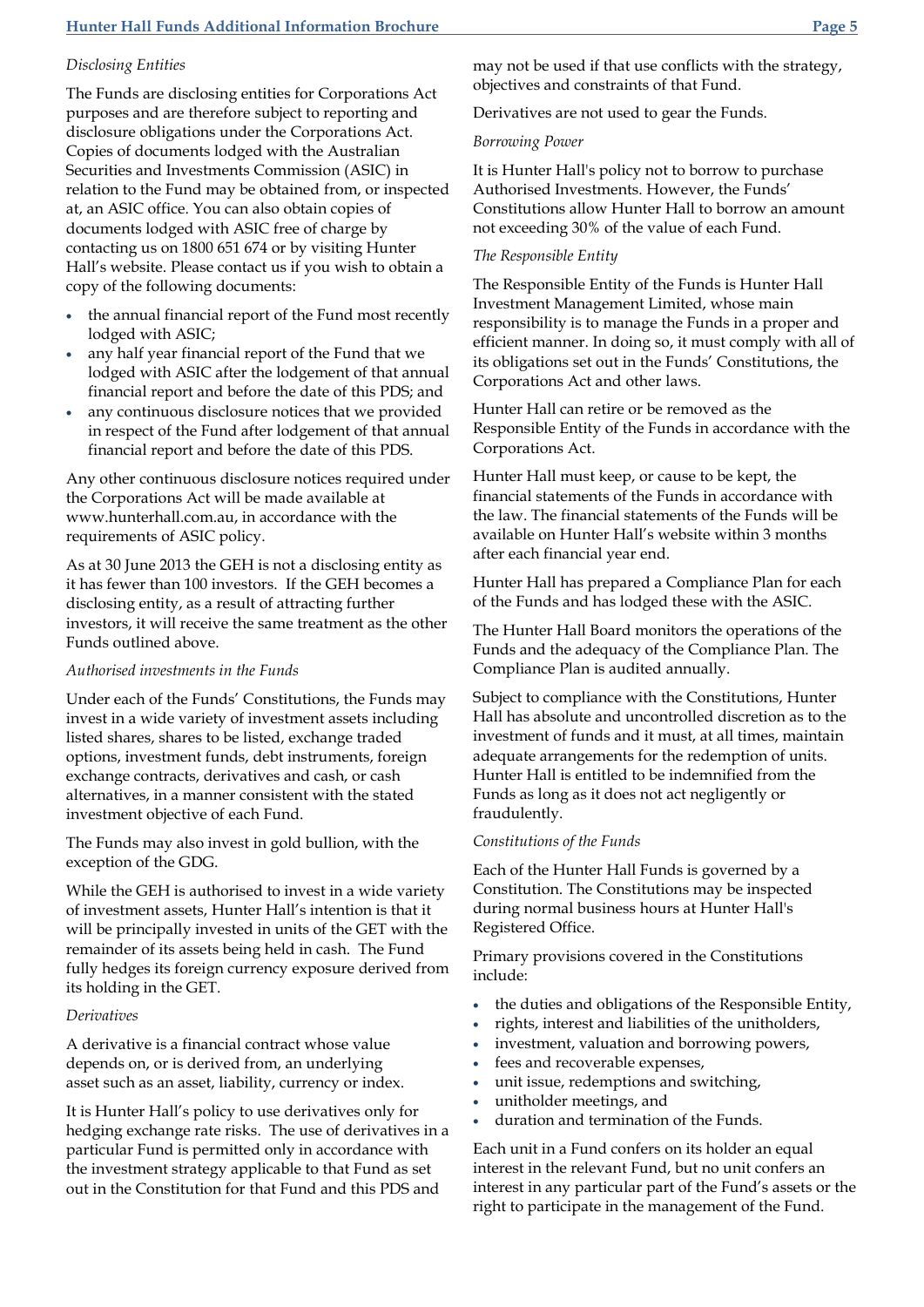*Disclosing Entities*

The Funds are disclosing entities for Corporations Act purposes and are therefore subject to reporting and disclosure obligations under the Corporations Act. Copies of documents lodged with the Australian Securities and Investments Commission (ASIC) in relation to the Fund may be obtained from, or inspected at, an ASIC office. You can also obtain copies of documents lodged with ASIC free of charge by contacting us on 1800 651 674 or by visiting Hunter Hall's website. Please contact us if you wish to obtain a copy of the following documents:

- the annual financial report of the Fund most recently lodged with ASIC;
- any half year financial report of the Fund that we lodged with ASIC after the lodgement of that annual financial report and before the date of this PDS; and
- any continuous disclosure notices that we provided in respect of the Fund after lodgement of that annual financial report and before the date of this PDS.

Any other continuous disclosure notices required under the Corporations Act will be made available at www.hunterhall.com.au, in accordance with the requirements of ASIC policy.

As at 30 June 2013 the GEH is not a disclosing entity as it has fewer than 100 investors. If the GEH becomes a disclosing entity, as a result of attracting further investors, it will receive the same treatment as the other Funds outlined above.

*Authorised investments in the Funds*

Under each of the Funds' Constitutions, the Funds may invest in a wide variety of investment assets including listed shares, shares to be listed, exchange traded options, investment funds, debt instruments, foreign exchange contracts, derivatives and cash, or cash alternatives, in a manner consistent with the stated investment objective of each Fund.

The Funds may also invest in gold bullion, with the exception of the GDG.

While the GEH is authorised to invest in a wide variety of investment assets, Hunter Hall's intention is that it will be principally invested in units of the GET with the remainder of its assets being held in cash. The Fund fully hedges its foreign currency exposure derived from its holding in the GET.

*Derivatives*

A derivative is a financial contract whose value depends on, or is derived from, an underlying asset such as an asset, liability, currency or index.

It is Hunter Hall's policy to use derivatives only for hedging exchange rate risks. The use of derivatives in a particular Fund is permitted only in accordance with the investment strategy applicable to that Fund as set out in the Constitution for that Fund and this PDS and may not be used if that use conflicts with the strategy, objectives and constraints of that Fund.

Derivatives are not used to gear the Funds.

*Borrowing Power*

It is Hunter Hall's policy not to borrow to purchase Authorised Investments. However, the Funds' Constitutions allow Hunter Hall to borrow an amount not exceeding 30% of the value of each Fund.

*The Responsible Entity*

The Responsible Entity of the Funds is Hunter Hall Investment Management Limited, whose main responsibility is to manage the Funds in a proper and efficient manner. In doing so, it must comply with all of its obligations set out in the Funds' Constitutions, the Corporations Act and other laws.

Hunter Hall can retire or be removed as the Responsible Entity of the Funds in accordance with the Corporations Act.

Hunter Hall must keep, or cause to be kept, the financial statements of the Funds in accordance with the law. The financial statements of the Funds will be available on Hunter Hall's website within 3 months after each financial year end.

Hunter Hall has prepared a Compliance Plan for each of the Funds and has lodged these with the ASIC.

The Hunter Hall Board monitors the operations of the Funds and the adequacy of the Compliance Plan. The Compliance Plan is audited annually.

Subject to compliance with the Constitutions, Hunter Hall has absolute and uncontrolled discretion as to the investment of funds and it must, at all times, maintain adequate arrangements for the redemption of units. Hunter Hall is entitled to be indemnified from the Funds as long as it does not act negligently or fraudulently.

*Constitutions of the Funds*

Each of the Hunter Hall Funds is governed by a Constitution. The Constitutions may be inspected during normal business hours at Hunter Hall's Registered Office.

Primary provisions covered in the Constitutions include:

- the duties and obligations of the Responsible Entity,
- rights, interest and liabilities of the unitholders,
- investment, valuation and borrowing powers,
- fees and recoverable expenses,
- unit issue, redemptions and switching,
- unitholder meetings, and
- duration and termination of the Funds.

Each unit in a Fund confers on its holder an equal interest in the relevant Fund, but no unit confers an interest in any particular part of the Fund's assets or the right to participate in the management of the Fund.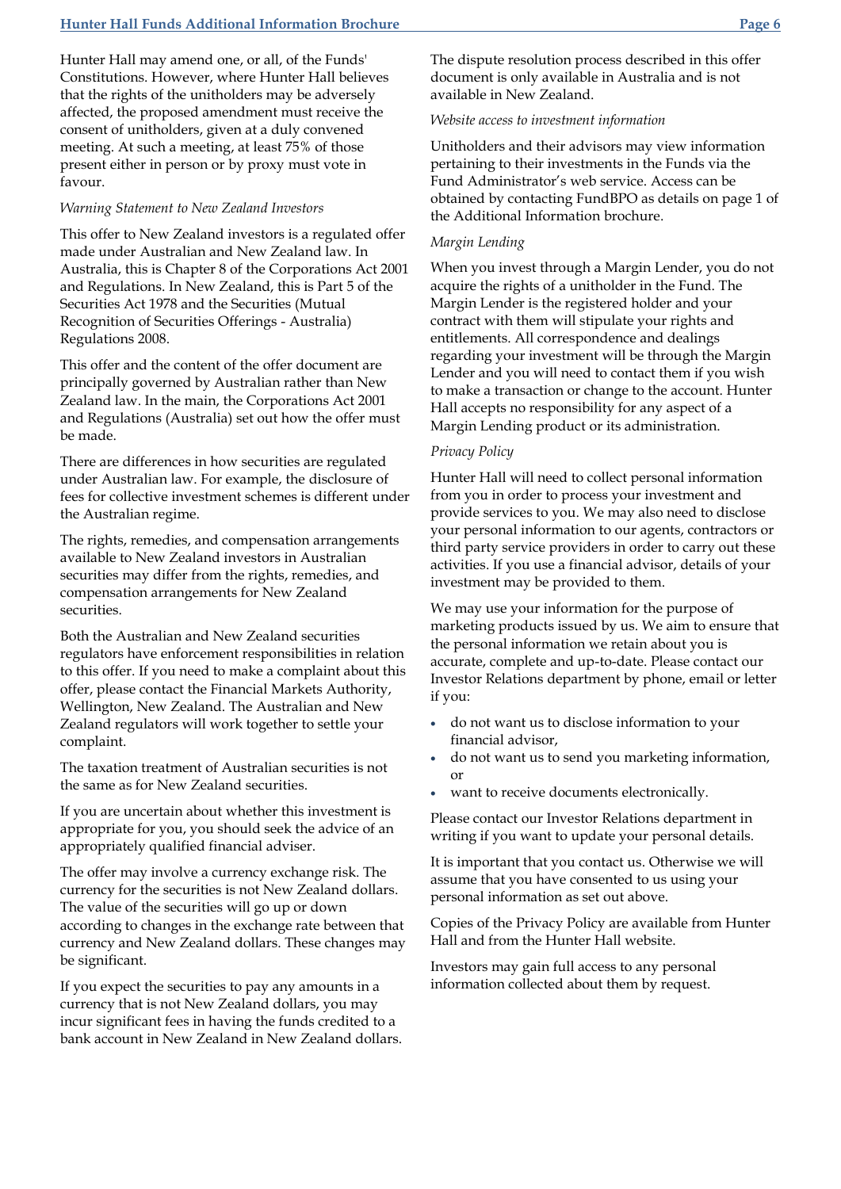Hunter Hall may amend one, or all, of the Funds' Constitutions. However, where Hunter Hall believes that the rights of the unitholders may be adversely affected, the proposed amendment must receive the consent of unitholders, given at a duly convened meeting. At such a meeting, at least 75% of those present either in person or by proxy must vote in favour.

*Warning Statement to New Zealand Investors*

This offer to New Zealand investors is a regulated offer made under Australian and New Zealand law. In Australia, this is Chapter 8 of the Corporations Act 2001 and Regulations. In New Zealand, this is Part 5 of the Securities Act 1978 and the Securities (Mutual Recognition of Securities Offerings - Australia) Regulations 2008.

This offer and the content of the offer document are principally governed by Australian rather than New Zealand law. In the main, the Corporations Act 2001 and Regulations (Australia) set out how the offer must be made.

There are differences in how securities are regulated under Australian law. For example, the disclosure of fees for collective investment schemes is different under the Australian regime.

The rights, remedies, and compensation arrangements available to New Zealand investors in Australian securities may differ from the rights, remedies, and compensation arrangements for New Zealand securities.

Both the Australian and New Zealand securities regulators have enforcement responsibilities in relation to this offer. If you need to make a complaint about this offer, please contact the Financial Markets Authority, Wellington, New Zealand. The Australian and New Zealand regulators will work together to settle your complaint.

The taxation treatment of Australian securities is not the same as for New Zealand securities.

If you are uncertain about whether this investment is appropriate for you, you should seek the advice of an appropriately qualified financial adviser.

The offer may involve a currency exchange risk. The currency for the securities is not New Zealand dollars. The value of the securities will go up or down according to changes in the exchange rate between that currency and New Zealand dollars. These changes may be significant.

If you expect the securities to pay any amounts in a currency that is not New Zealand dollars, you may incur significant fees in having the funds credited to a bank account in New Zealand in New Zealand dollars.

The dispute resolution process described in this offer document is only available in Australia and is not available in New Zealand.

*Website access to investment information*

Unitholders and their advisors may view information pertaining to their investments in the Funds via the Fund Administrator's web service. Access can be obtained by contacting FundBPO as details on page 1 of the Additional Information brochure.

*Margin Lending*

When you invest through a Margin Lender, you do not acquire the rights of a unitholder in the Fund. The Margin Lender is the registered holder and your contract with them will stipulate your rights and entitlements. All correspondence and dealings regarding your investment will be through the Margin Lender and you will need to contact them if you wish to make a transaction or change to the account. Hunter Hall accepts no responsibility for any aspect of a Margin Lending product or its administration.

*Privacy Policy*

Hunter Hall will need to collect personal information from you in order to process your investment and provide services to you. We may also need to disclose your personal information to our agents, contractors or third party service providers in order to carry out these activities. If you use a financial advisor, details of your investment may be provided to them.

We may use your information for the purpose of marketing products issued by us. We aim to ensure that the personal information we retain about you is accurate, complete and up-to-date. Please contact our Investor Relations department by phone, email or letter if you:

- do not want us to disclose information to your financial advisor,
- do not want us to send you marketing information, or
- want to receive documents electronically.

Please contact our Investor Relations department in writing if you want to update your personal details.

It is important that you contact us. Otherwise we will assume that you have consented to us using your personal information as set out above.

Copies of the Privacy Policy are available from Hunter Hall and from the Hunter Hall website.

Investors may gain full access to any personal information collected about them by request.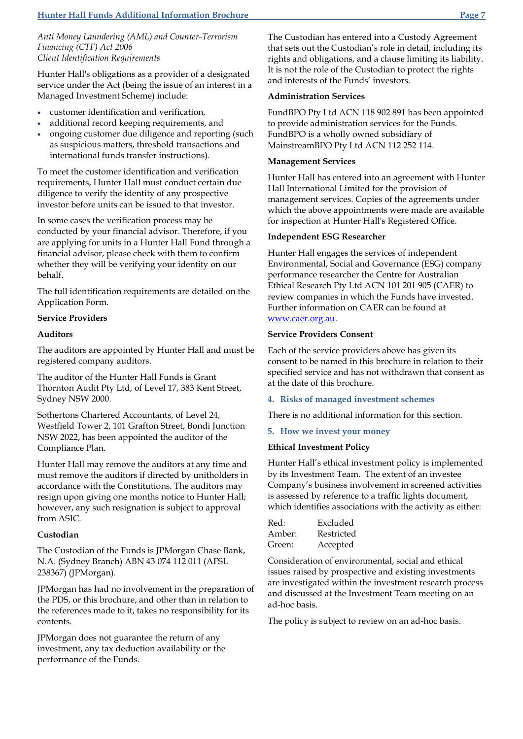*Anti Money Laundering (AML) and Counter-Terrorism Financing (CTF) Act 2006*
*Client Identification Requirements*

Hunter Hall's obligations as a provider of a designated service under the Act (being the issue of an interest in a Managed Investment Scheme) include:

- customer identification and verification,
- additional record keeping requirements, and
- ongoing customer due diligence and reporting (such as suspicious matters, threshold transactions and international funds transfer instructions).

To meet the customer identification and verification requirements, Hunter Hall must conduct certain due diligence to verify the identity of any prospective investor before units can be issued to that investor.

In some cases the verification process may be conducted by your financial advisor. Therefore, if you are applying for units in a Hunter Hall Fund through a financial advisor, please check with them to confirm whether they will be verifying your identity on our behalf.

The full identification requirements are detailed on the Application Form.

**Service Providers**

**Auditors**

The auditors are appointed by Hunter Hall and must be registered company auditors.

The auditor of the Hunter Hall Funds is Grant Thornton Audit Pty Ltd, of Level 17, 383 Kent Street, Sydney NSW 2000.

Sothertons Chartered Accountants, of Level 24, Westfield Tower 2, 101 Grafton Street, Bondi Junction NSW 2022, has been appointed the auditor of the Compliance Plan.

Hunter Hall may remove the auditors at any time and must remove the auditors if directed by unitholders in accordance with the Constitutions. The auditors may resign upon giving one months notice to Hunter Hall; however, any such resignation is subject to approval from ASIC.

**Custodian**

The Custodian of the Funds is JPMorgan Chase Bank, N.A. (Sydney Branch) ABN 43 074 112 011 (AFSL 238367) (JPMorgan).

JPMorgan has had no involvement in the preparation of the PDS, or this brochure, and other than in relation to the references made to it, takes no responsibility for its contents.

JPMorgan does not guarantee the return of any investment, any tax deduction availability or the performance of the Funds.

The Custodian has entered into a Custody Agreement that sets out the Custodian's role in detail, including its rights and obligations, and a clause limiting its liability. It is not the role of the Custodian to protect the rights and interests of the Funds' investors.

**Administration Services**

FundBPO Pty Ltd ACN 118 902 891 has been appointed to provide administration services for the Funds. FundBPO is a wholly owned subsidiary of MainstreamBPO Pty Ltd ACN 112 252 114.

**Management Services**

Hunter Hall has entered into an agreement with Hunter Hall International Limited for the provision of management services. Copies of the agreements under which the above appointments were made are available for inspection at Hunter Hall's Registered Office.

**Independent ESG Researcher**

Hunter Hall engages the services of independent Environmental, Social and Governance (ESG) company performance researcher the Centre for Australian Ethical Research Pty Ltd ACN 101 201 905 (CAER) to review companies in which the Funds have invested. Further information on CAER can be found at www.caer.org.au.

**Service Providers Consent**

Each of the service providers above has given its consent to be named in this brochure in relation to their specified service and has not withdrawn that consent as at the date of this brochure.

## 4. Risks of managed investment schemes

There is no additional information for this section.

## 5. How we invest your money

**Ethical Investment Policy**

Hunter Hall's ethical investment policy is implemented by its Investment Team. The extent of an investee Company's business involvement in screened activities is assessed by reference to a traffic lights document, which identifies associations with the activity as either:

| | |
|---|---|
| Red: | Excluded |
| Amber: | Restricted |
| Green: | Accepted |

Consideration of environmental, social and ethical issues raised by prospective and existing investments are investigated within the investment research process and discussed at the Investment Team meeting on an ad-hoc basis.

The policy is subject to review on an ad-hoc basis.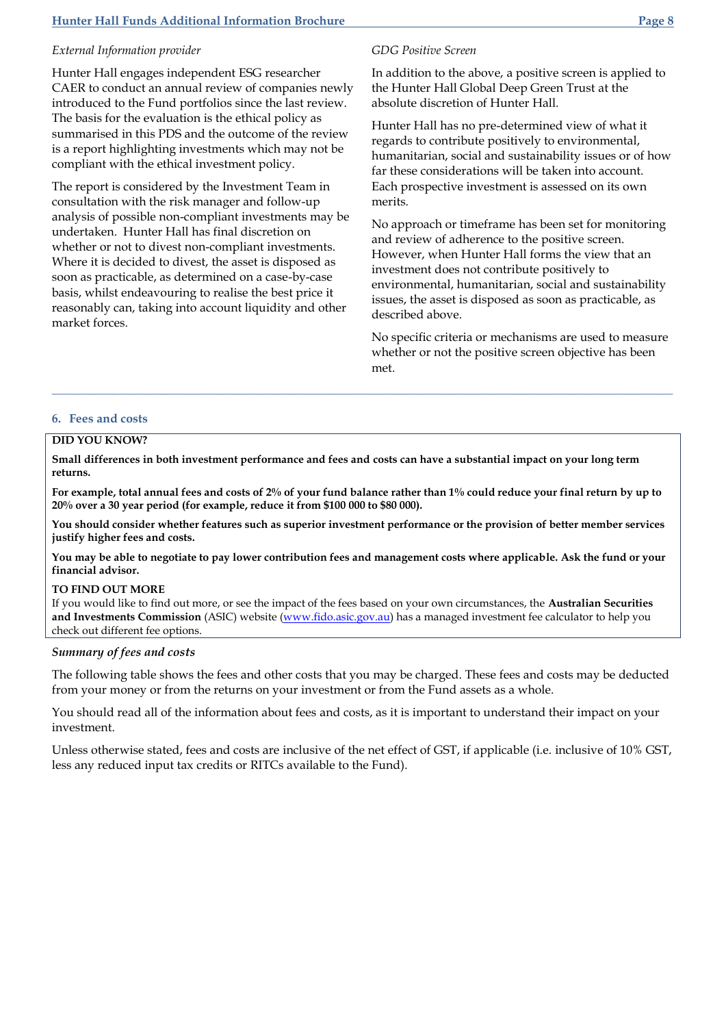*External Information provider*

Hunter Hall engages independent ESG researcher CAER to conduct an annual review of companies newly introduced to the Fund portfolios since the last review. The basis for the evaluation is the ethical policy as summarised in this PDS and the outcome of the review is a report highlighting investments which may not be compliant with the ethical investment policy.

The report is considered by the Investment Team in consultation with the risk manager and follow-up analysis of possible non-compliant investments may be undertaken. Hunter Hall has final discretion on whether or not to divest non-compliant investments. Where it is decided to divest, the asset is disposed as soon as practicable, as determined on a case-by-case basis, whilst endeavouring to realise the best price it reasonably can, taking into account liquidity and other market forces.

*GDG Positive Screen*

In addition to the above, a positive screen is applied to the Hunter Hall Global Deep Green Trust at the absolute discretion of Hunter Hall.

Hunter Hall has no pre-determined view of what it regards to contribute positively to environmental, humanitarian, social and sustainability issues or of how far these considerations will be taken into account. Each prospective investment is assessed on its own merits.

No approach or timeframe has been set for monitoring and review of adherence to the positive screen. However, when Hunter Hall forms the view that an investment does not contribute positively to environmental, humanitarian, social and sustainability issues, the asset is disposed as soon as practicable, as described above.

No specific criteria or mechanisms are used to measure whether or not the positive screen objective has been met.

## 6. Fees and costs

**DID YOU KNOW?**

**Small differences in both investment performance and fees and costs can have a substantial impact on your long term returns.**

**For example, total annual fees and costs of 2% of your fund balance rather than 1% could reduce your final return by up to 20% over a 30 year period (for example, reduce it from $100 000 to $80 000).**

**You should consider whether features such as superior investment performance or the provision of better member services justify higher fees and costs.**

**You may be able to negotiate to pay lower contribution fees and management costs where applicable. Ask the fund or your financial advisor.**

**TO FIND OUT MORE**

If you would like to find out more, or see the impact of the fees based on your own circumstances, the **Australian Securities and Investments Commission** (ASIC) website (www.fido.asic.gov.au) has a managed investment fee calculator to help you check out different fee options.

*Summary of fees and costs*

The following table shows the fees and other costs that you may be charged. These fees and costs may be deducted from your money or from the returns on your investment or from the Fund assets as a whole.

You should read all of the information about fees and costs, as it is important to understand their impact on your investment.

Unless otherwise stated, fees and costs are inclusive of the net effect of GST, if applicable (i.e. inclusive of 10% GST, less any reduced input tax credits or RITCs available to the Fund).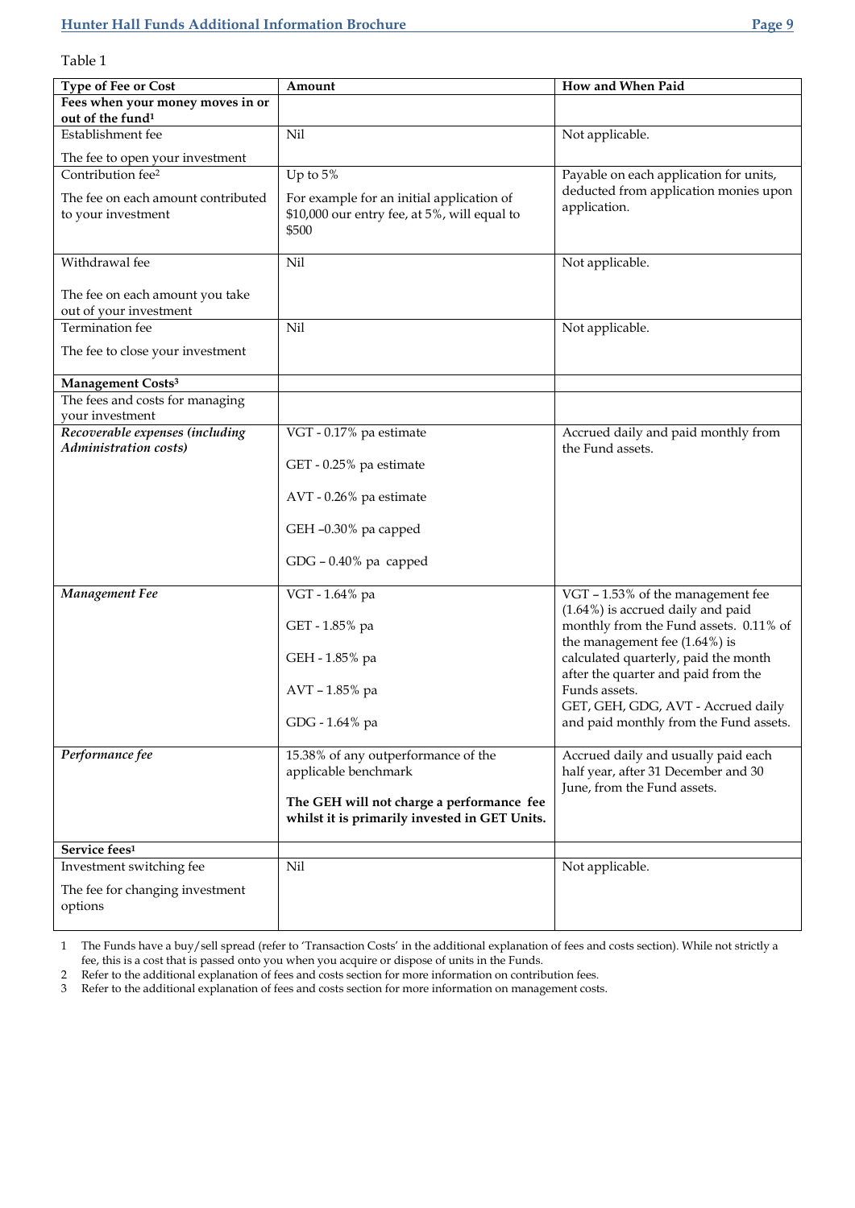Table 1

| Type of Fee or Cost | Amount | How and When Paid |
|---|---|---|
| **Fees when your money moves in or out of the fund[1]** | | |
| Establishment fee<br><br>The fee to open your investment | Nil | Not applicable. |
| Contribution fee[2]<br><br>The fee on each amount contributed to your investment | Up to 5%<br><br>For example for an initial application of $10,000 our entry fee, at 5%, will equal to $500 | Payable on each application for units, deducted from application monies upon application. |
| Withdrawal fee<br><br>The fee on each amount you take out of your investment | Nil | Not applicable. |
| Termination fee<br><br>The fee to close your investment | Nil | Not applicable. |
| **Management Costs[3]** | | |
| The fees and costs for managing your investment | | |
| ***Recoverable expenses (including Administration costs)*** | VGT - 0.17% pa estimate<br><br>GET - 0.25% pa estimate<br><br>AVT - 0.26% pa estimate<br><br>GEH –0.30% pa capped<br><br>GDG – 0.40% pa capped | Accrued daily and paid monthly from the Fund assets. |
| ***Management Fee*** | VGT - 1.64% pa<br><br>GET - 1.85% pa<br><br>GEH - 1.85% pa<br><br>AVT – 1.85% pa<br><br>GDG - 1.64% pa | VGT – 1.53% of the management fee (1.64%) is accrued daily and paid monthly from the Fund assets. 0.11% of the management fee (1.64%) is calculated quarterly, paid the month after the quarter and paid from the Funds assets.<br>GET, GEH, GDG, AVT - Accrued daily and paid monthly from the Fund assets. |
| ***Performance fee*** | 15.38% of any outperformance of the applicable benchmark<br><br>**The GEH will not charge a performance fee whilst it is primarily invested in GET Units.** | Accrued daily and usually paid each half year, after 31 December and 30 June, from the Fund assets. |
| **Service fees[1]** | | |
| Investment switching fee<br><br>The fee for changing investment options | Nil | Not applicable. |

1 The Funds have a buy/sell spread (refer to 'Transaction Costs' in the additional explanation of fees and costs section). While not strictly a fee, this is a cost that is passed onto you when you acquire or dispose of units in the Funds.

2 Refer to the additional explanation of fees and costs section for more information on contribution fees.

3 Refer to the additional explanation of fees and costs section for more information on management costs.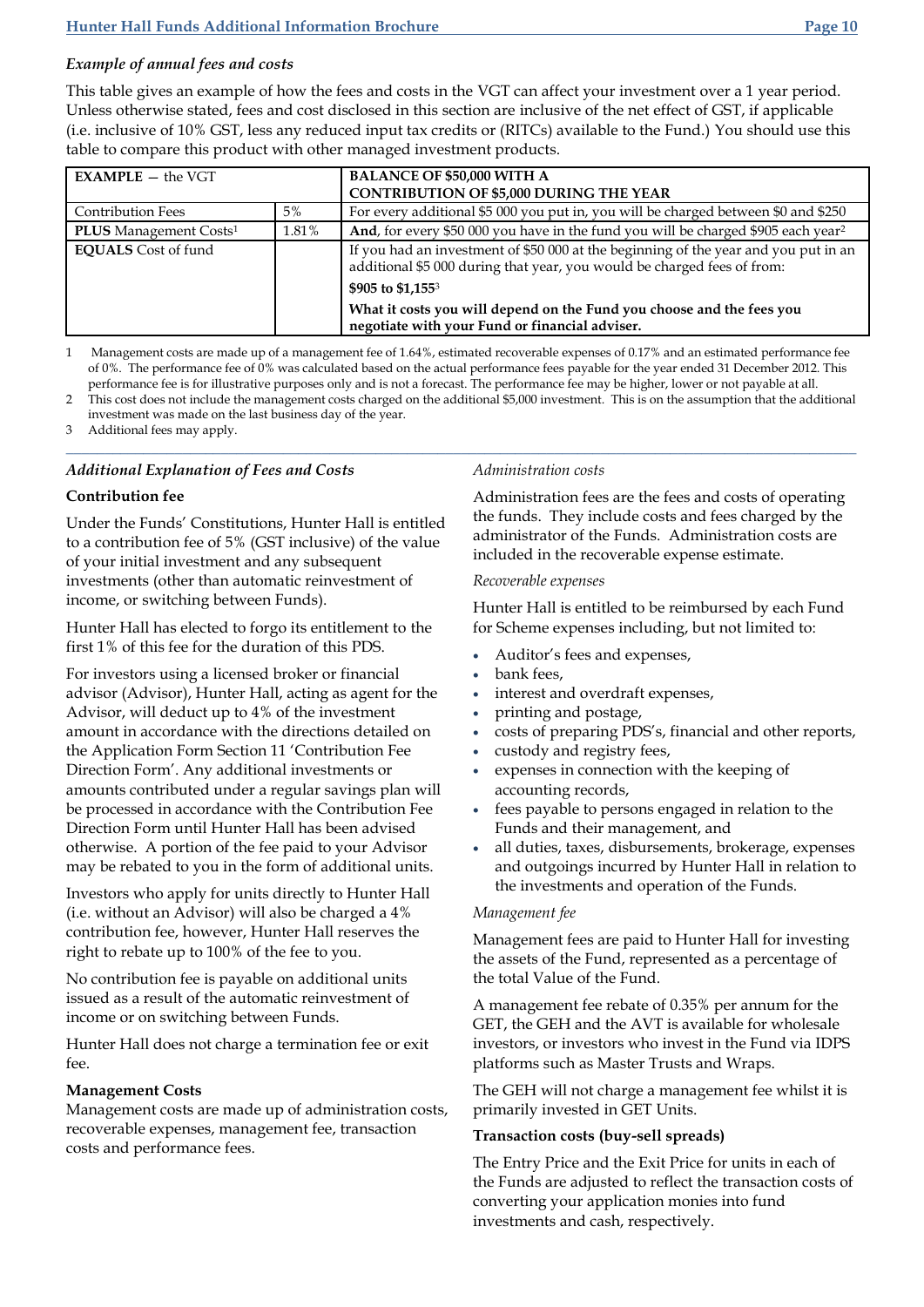*Example of annual fees and costs*

This table gives an example of how the fees and costs in the VGT can affect your investment over a 1 year period. Unless otherwise stated, fees and cost disclosed in this section are inclusive of the net effect of GST, if applicable (i.e. inclusive of 10% GST, less any reduced input tax credits or (RITCs) available to the Fund.) You should use this table to compare this product with other managed investment products.

| **EXAMPLE** – the VGT | | **BALANCE OF \$50,000 WITH A CONTRIBUTION OF \$5,000 DURING THE YEAR** |
|---|---|---|
| Contribution Fees | 5% | For every additional \$5 000 you put in, you will be charged between \$0 and \$250 |
| **PLUS** Management Costs[1] | 1.81% | **And**, for every \$50 000 you have in the fund you will be charged \$905 each year[2] |
| **EQUALS** Cost of fund | | If you had an investment of \$50 000 at the beginning of the year and you put in an additional \$5 000 during that year, you would be charged fees of from: **\$905 to \$1,155**[3] **What it costs you will depend on the Fund you choose and the fees you negotiate with your Fund or financial adviser.** |

1 Management costs are made up of a management fee of 1.64%, estimated recoverable expenses of 0.17% and an estimated performance fee of 0%. The performance fee of 0% was calculated based on the actual performance fees payable for the year ended 31 December 2012. This performance fee is for illustrative purposes only and is not a forecast. The performance fee may be higher, lower or not payable at all.

2 This cost does not include the management costs charged on the additional \$5,000 investment. This is on the assumption that the additional investment was made on the last business day of the year.

3 Additional fees may apply.

### *Additional Explanation of Fees and Costs*

**Contribution fee**

Under the Funds' Constitutions, Hunter Hall is entitled to a contribution fee of 5% (GST inclusive) of the value of your initial investment and any subsequent investments (other than automatic reinvestment of income, or switching between Funds).

Hunter Hall has elected to forgo its entitlement to the first 1% of this fee for the duration of this PDS.

For investors using a licensed broker or financial advisor (Advisor), Hunter Hall, acting as agent for the Advisor, will deduct up to 4% of the investment amount in accordance with the directions detailed on the Application Form Section 11 'Contribution Fee Direction Form'. Any additional investments or amounts contributed under a regular savings plan will be processed in accordance with the Contribution Fee Direction Form until Hunter Hall has been advised otherwise. A portion of the fee paid to your Advisor may be rebated to you in the form of additional units.

Investors who apply for units directly to Hunter Hall (i.e. without an Advisor) will also be charged a 4% contribution fee, however, Hunter Hall reserves the right to rebate up to 100% of the fee to you.

No contribution fee is payable on additional units issued as a result of the automatic reinvestment of income or on switching between Funds.

Hunter Hall does not charge a termination fee or exit fee.

**Management Costs**

Management costs are made up of administration costs, recoverable expenses, management fee, transaction costs and performance fees.

*Administration costs*

Administration fees are the fees and costs of operating the funds. They include costs and fees charged by the administrator of the Funds. Administration costs are included in the recoverable expense estimate.

*Recoverable expenses*

Hunter Hall is entitled to be reimbursed by each Fund for Scheme expenses including, but not limited to:

- Auditor's fees and expenses,
- bank fees,
- interest and overdraft expenses,
- printing and postage,
- costs of preparing PDS's, financial and other reports,
- custody and registry fees,
- expenses in connection with the keeping of accounting records,
- fees payable to persons engaged in relation to the Funds and their management, and
- all duties, taxes, disbursements, brokerage, expenses and outgoings incurred by Hunter Hall in relation to the investments and operation of the Funds.

*Management fee*

Management fees are paid to Hunter Hall for investing the assets of the Fund, represented as a percentage of the total Value of the Fund.

A management fee rebate of 0.35% per annum for the GET, the GEH and the AVT is available for wholesale investors, or investors who invest in the Fund via IDPS platforms such as Master Trusts and Wraps.

The GEH will not charge a management fee whilst it is primarily invested in GET Units.

**Transaction costs (buy-sell spreads)**

The Entry Price and the Exit Price for units in each of the Funds are adjusted to reflect the transaction costs of converting your application monies into fund investments and cash, respectively.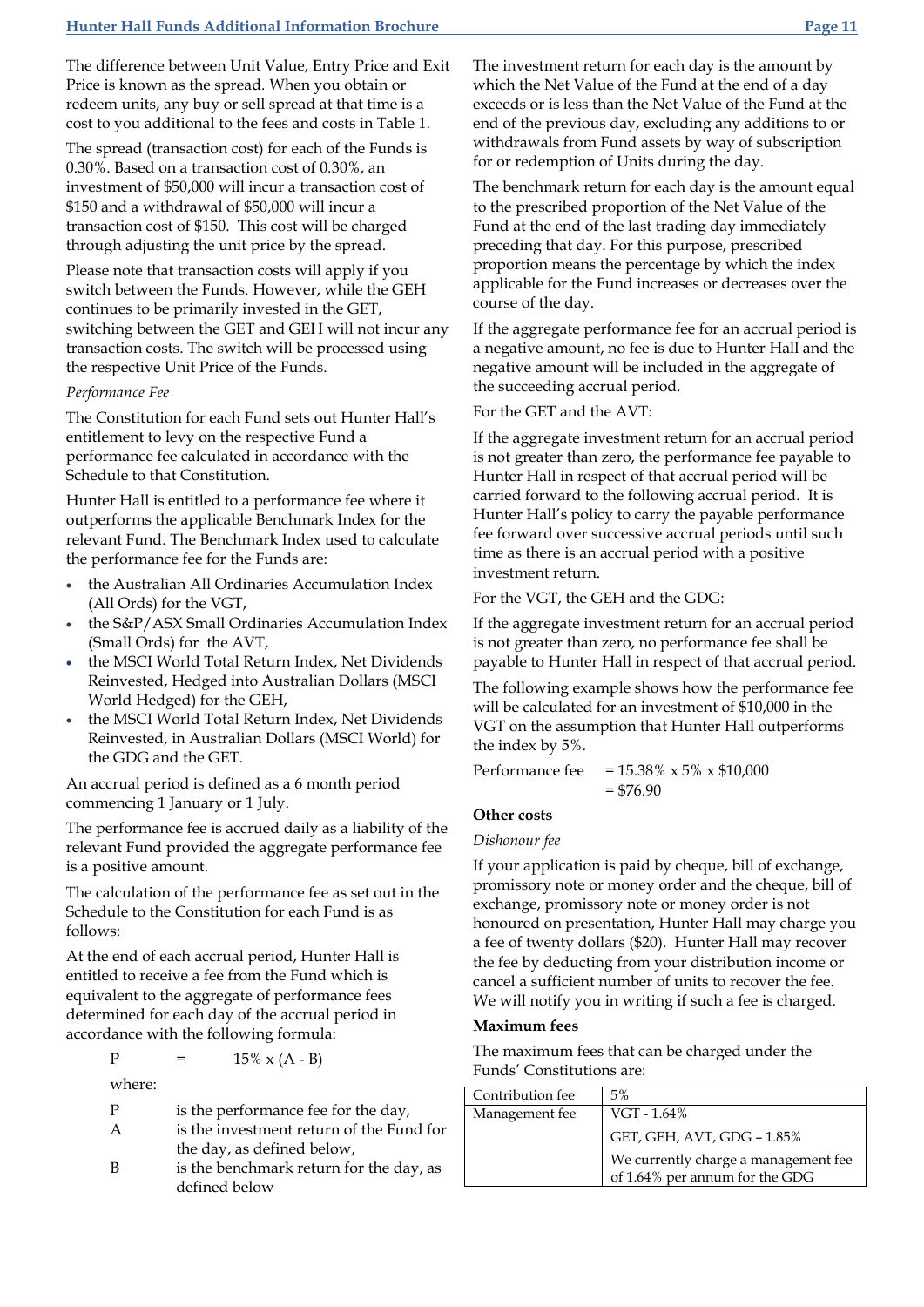The difference between Unit Value, Entry Price and Exit Price is known as the spread. When you obtain or redeem units, any buy or sell spread at that time is a cost to you additional to the fees and costs in Table 1.

The spread (transaction cost) for each of the Funds is 0.30%. Based on a transaction cost of 0.30%, an investment of $50,000 will incur a transaction cost of $150 and a withdrawal of $50,000 will incur a transaction cost of $150. This cost will be charged through adjusting the unit price by the spread.

Please note that transaction costs will apply if you switch between the Funds. However, while the GEH continues to be primarily invested in the GET, switching between the GET and GEH will not incur any transaction costs. The switch will be processed using the respective Unit Price of the Funds.

*Performance Fee*

The Constitution for each Fund sets out Hunter Hall's entitlement to levy on the respective Fund a performance fee calculated in accordance with the Schedule to that Constitution.

Hunter Hall is entitled to a performance fee where it outperforms the applicable Benchmark Index for the relevant Fund. The Benchmark Index used to calculate the performance fee for the Funds are:

- the Australian All Ordinaries Accumulation Index (All Ords) for the VGT,
- the S&P/ASX Small Ordinaries Accumulation Index (Small Ords) for the AVT,
- the MSCI World Total Return Index, Net Dividends Reinvested, Hedged into Australian Dollars (MSCI World Hedged) for the GEH,
- the MSCI World Total Return Index, Net Dividends Reinvested, in Australian Dollars (MSCI World) for the GDG and the GET.

An accrual period is defined as a 6 month period commencing 1 January or 1 July.

The performance fee is accrued daily as a liability of the relevant Fund provided the aggregate performance fee is a positive amount.

The calculation of the performance fee as set out in the Schedule to the Constitution for each Fund is as follows:

At the end of each accrual period, Hunter Hall is entitled to receive a fee from the Fund which is equivalent to the aggregate of performance fees determined for each day of the accrual period in accordance with the following formula:

$$P = 15\% \times (A - B)$$

where:

P is the performance fee for the day,
A is the investment return of the Fund for the day, as defined below,
B is the benchmark return for the day, as defined below

The investment return for each day is the amount by which the Net Value of the Fund at the end of a day exceeds or is less than the Net Value of the Fund at the end of the previous day, excluding any additions to or withdrawals from Fund assets by way of subscription for or redemption of Units during the day.

The benchmark return for each day is the amount equal to the prescribed proportion of the Net Value of the Fund at the end of the last trading day immediately preceding that day. For this purpose, prescribed proportion means the percentage by which the index applicable for the Fund increases or decreases over the course of the day.

If the aggregate performance fee for an accrual period is a negative amount, no fee is due to Hunter Hall and the negative amount will be included in the aggregate of the succeeding accrual period.

For the GET and the AVT:

If the aggregate investment return for an accrual period is not greater than zero, the performance fee payable to Hunter Hall in respect of that accrual period will be carried forward to the following accrual period. It is Hunter Hall's policy to carry the payable performance fee forward over successive accrual periods until such time as there is an accrual period with a positive investment return.

For the VGT, the GEH and the GDG:

If the aggregate investment return for an accrual period is not greater than zero, no performance fee shall be payable to Hunter Hall in respect of that accrual period.

The following example shows how the performance fee will be calculated for an investment of $10,000 in the VGT on the assumption that Hunter Hall outperforms the index by 5%.

Performance fee = 15.38% x 5% x $10,000
= $76.90

**Other costs**

*Dishonour fee*

If your application is paid by cheque, bill of exchange, promissory note or money order and the cheque, bill of exchange, promissory note or money order is not honoured on presentation, Hunter Hall may charge you a fee of twenty dollars ($20). Hunter Hall may recover the fee by deducting from your distribution income or cancel a sufficient number of units to recover the fee. We will notify you in writing if such a fee is charged.

**Maximum fees**

The maximum fees that can be charged under the Funds' Constitutions are:

| Contribution fee | 5% |
|---|---|
| Management fee | VGT - 1.64% |
| | GET, GEH, AVT, GDG – 1.85% |
| | We currently charge a management fee of 1.64% per annum for the GDG |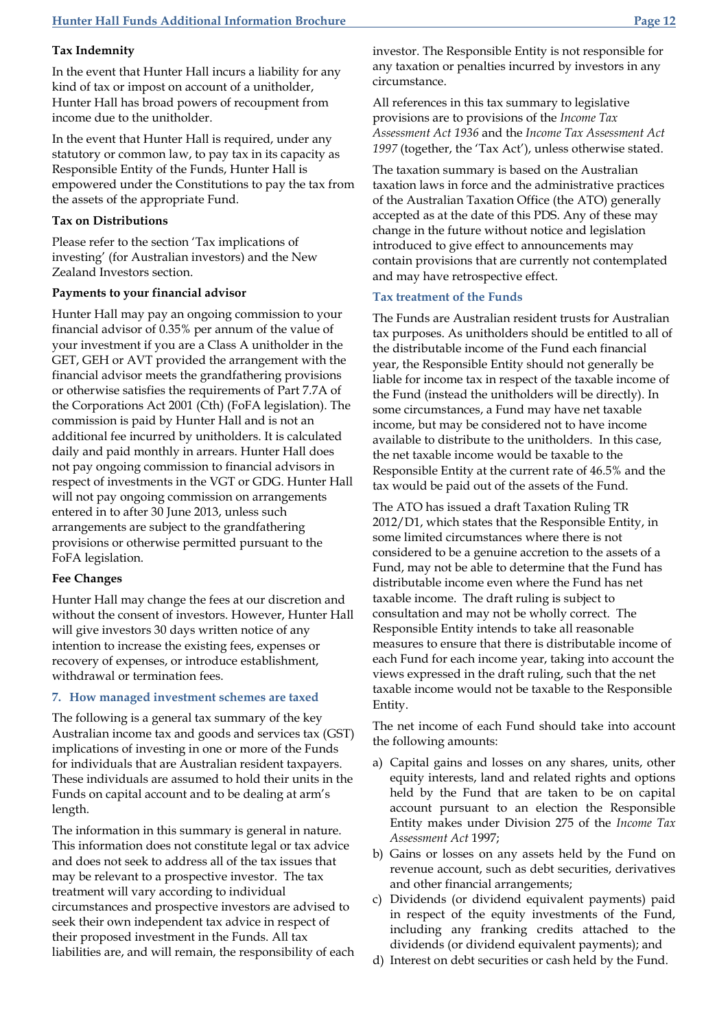**Tax Indemnity**

In the event that Hunter Hall incurs a liability for any kind of tax or impost on account of a unitholder, Hunter Hall has broad powers of recoupment from income due to the unitholder.

In the event that Hunter Hall is required, under any statutory or common law, to pay tax in its capacity as Responsible Entity of the Funds, Hunter Hall is empowered under the Constitutions to pay the tax from the assets of the appropriate Fund.

**Tax on Distributions**

Please refer to the section 'Tax implications of investing' (for Australian investors) and the New Zealand Investors section.

**Payments to your financial advisor**

Hunter Hall may pay an ongoing commission to your financial advisor of 0.35% per annum of the value of your investment if you are a Class A unitholder in the GET, GEH or AVT provided the arrangement with the financial advisor meets the grandfathering provisions or otherwise satisfies the requirements of Part 7.7A of the Corporations Act 2001 (Cth) (FoFA legislation). The commission is paid by Hunter Hall and is not an additional fee incurred by unitholders. It is calculated daily and paid monthly in arrears. Hunter Hall does not pay ongoing commission to financial advisors in respect of investments in the VGT or GDG. Hunter Hall will not pay ongoing commission on arrangements entered in to after 30 June 2013, unless such arrangements are subject to the grandfathering provisions or otherwise permitted pursuant to the FoFA legislation.

**Fee Changes**

Hunter Hall may change the fees at our discretion and without the consent of investors. However, Hunter Hall will give investors 30 days written notice of any intention to increase the existing fees, expenses or recovery of expenses, or introduce establishment, withdrawal or termination fees.

## 7. How managed investment schemes are taxed

The following is a general tax summary of the key Australian income tax and goods and services tax (GST) implications of investing in one or more of the Funds for individuals that are Australian resident taxpayers. These individuals are assumed to hold their units in the Funds on capital account and to be dealing at arm's length.

The information in this summary is general in nature. This information does not constitute legal or tax advice and does not seek to address all of the tax issues that may be relevant to a prospective investor. The tax treatment will vary according to individual circumstances and prospective investors are advised to seek their own independent tax advice in respect of their proposed investment in the Funds. All tax liabilities are, and will remain, the responsibility of each investor. The Responsible Entity is not responsible for any taxation or penalties incurred by investors in any circumstance.

All references in this tax summary to legislative provisions are to provisions of the *Income Tax Assessment Act 1936* and the *Income Tax Assessment Act 1997* (together, the 'Tax Act'), unless otherwise stated.

The taxation summary is based on the Australian taxation laws in force and the administrative practices of the Australian Taxation Office (the ATO) generally accepted as at the date of this PDS. Any of these may change in the future without notice and legislation introduced to give effect to announcements may contain provisions that are currently not contemplated and may have retrospective effect.

### Tax treatment of the Funds

The Funds are Australian resident trusts for Australian tax purposes. As unitholders should be entitled to all of the distributable income of the Fund each financial year, the Responsible Entity should not generally be liable for income tax in respect of the taxable income of the Fund (instead the unitholders will be directly). In some circumstances, a Fund may have net taxable income, but may be considered not to have income available to distribute to the unitholders. In this case, the net taxable income would be taxable to the Responsible Entity at the current rate of 46.5% and the tax would be paid out of the assets of the Fund.

The ATO has issued a draft Taxation Ruling TR 2012/D1, which states that the Responsible Entity, in some limited circumstances where there is not considered to be a genuine accretion to the assets of a Fund, may not be able to determine that the Fund has distributable income even where the Fund has net taxable income. The draft ruling is subject to consultation and may not be wholly correct. The Responsible Entity intends to take all reasonable measures to ensure that there is distributable income of each Fund for each income year, taking into account the views expressed in the draft ruling, such that the net taxable income would not be taxable to the Responsible Entity.

The net income of each Fund should take into account the following amounts:

a) Capital gains and losses on any shares, units, other equity interests, land and related rights and options held by the Fund that are taken to be on capital account pursuant to an election the Responsible Entity makes under Division 275 of the *Income Tax Assessment Act* 1997;
b) Gains or losses on any assets held by the Fund on revenue account, such as debt securities, derivatives and other financial arrangements;
c) Dividends (or dividend equivalent payments) paid in respect of the equity investments of the Fund, including any franking credits attached to the dividends (or dividend equivalent payments); and
d) Interest on debt securities or cash held by the Fund.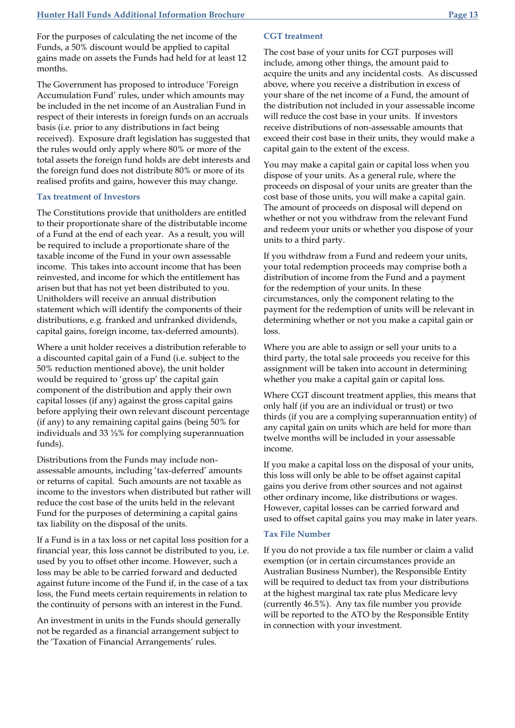For the purposes of calculating the net income of the Funds, a 50% discount would be applied to capital gains made on assets the Funds had held for at least 12 months.

The Government has proposed to introduce 'Foreign Accumulation Fund' rules, under which amounts may be included in the net income of an Australian Fund in respect of their interests in foreign funds on an accruals basis (i.e. prior to any distributions in fact being received). Exposure draft legislation has suggested that the rules would only apply where 80% or more of the total assets the foreign fund holds are debt interests and the foreign fund does not distribute 80% or more of its realised profits and gains, however this may change.

### Tax treatment of Investors

The Constitutions provide that unitholders are entitled to their proportionate share of the distributable income of a Fund at the end of each year. As a result, you will be required to include a proportionate share of the taxable income of the Fund in your own assessable income. This takes into account income that has been reinvested, and income for which the entitlement has arisen but that has not yet been distributed to you. Unitholders will receive an annual distribution statement which will identify the components of their distributions, e.g. franked and unfranked dividends, capital gains, foreign income, tax-deferred amounts).

Where a unit holder receives a distribution referable to a discounted capital gain of a Fund (i.e. subject to the 50% reduction mentioned above), the unit holder would be required to 'gross up' the capital gain component of the distribution and apply their own capital losses (if any) against the gross capital gains before applying their own relevant discount percentage (if any) to any remaining capital gains (being 50% for individuals and 33 ⅓% for complying superannuation funds).

Distributions from the Funds may include non-assessable amounts, including 'tax-deferred' amounts or returns of capital. Such amounts are not taxable as income to the investors when distributed but rather will reduce the cost base of the units held in the relevant Fund for the purposes of determining a capital gains tax liability on the disposal of the units.

If a Fund is in a tax loss or net capital loss position for a financial year, this loss cannot be distributed to you, i.e. used by you to offset other income. However, such a loss may be able to be carried forward and deducted against future income of the Fund if, in the case of a tax loss, the Fund meets certain requirements in relation to the continuity of persons with an interest in the Fund.

An investment in units in the Funds should generally not be regarded as a financial arrangement subject to the 'Taxation of Financial Arrangements' rules.

### CGT treatment

The cost base of your units for CGT purposes will include, among other things, the amount paid to acquire the units and any incidental costs. As discussed above, where you receive a distribution in excess of your share of the net income of a Fund, the amount of the distribution not included in your assessable income will reduce the cost base in your units. If investors receive distributions of non-assessable amounts that exceed their cost base in their units, they would make a capital gain to the extent of the excess.

You may make a capital gain or capital loss when you dispose of your units. As a general rule, where the proceeds on disposal of your units are greater than the cost base of those units, you will make a capital gain. The amount of proceeds on disposal will depend on whether or not you withdraw from the relevant Fund and redeem your units or whether you dispose of your units to a third party.

If you withdraw from a Fund and redeem your units, your total redemption proceeds may comprise both a distribution of income from the Fund and a payment for the redemption of your units. In these circumstances, only the component relating to the payment for the redemption of units will be relevant in determining whether or not you make a capital gain or loss.

Where you are able to assign or sell your units to a third party, the total sale proceeds you receive for this assignment will be taken into account in determining whether you make a capital gain or capital loss.

Where CGT discount treatment applies, this means that only half (if you are an individual or trust) or two thirds (if you are a complying superannuation entity) of any capital gain on units which are held for more than twelve months will be included in your assessable income.

If you make a capital loss on the disposal of your units, this loss will only be able to be offset against capital gains you derive from other sources and not against other ordinary income, like distributions or wages. However, capital losses can be carried forward and used to offset capital gains you may make in later years.

### Tax File Number

If you do not provide a tax file number or claim a valid exemption (or in certain circumstances provide an Australian Business Number), the Responsible Entity will be required to deduct tax from your distributions at the highest marginal tax rate plus Medicare levy (currently 46.5%). Any tax file number you provide will be reported to the ATO by the Responsible Entity in connection with your investment.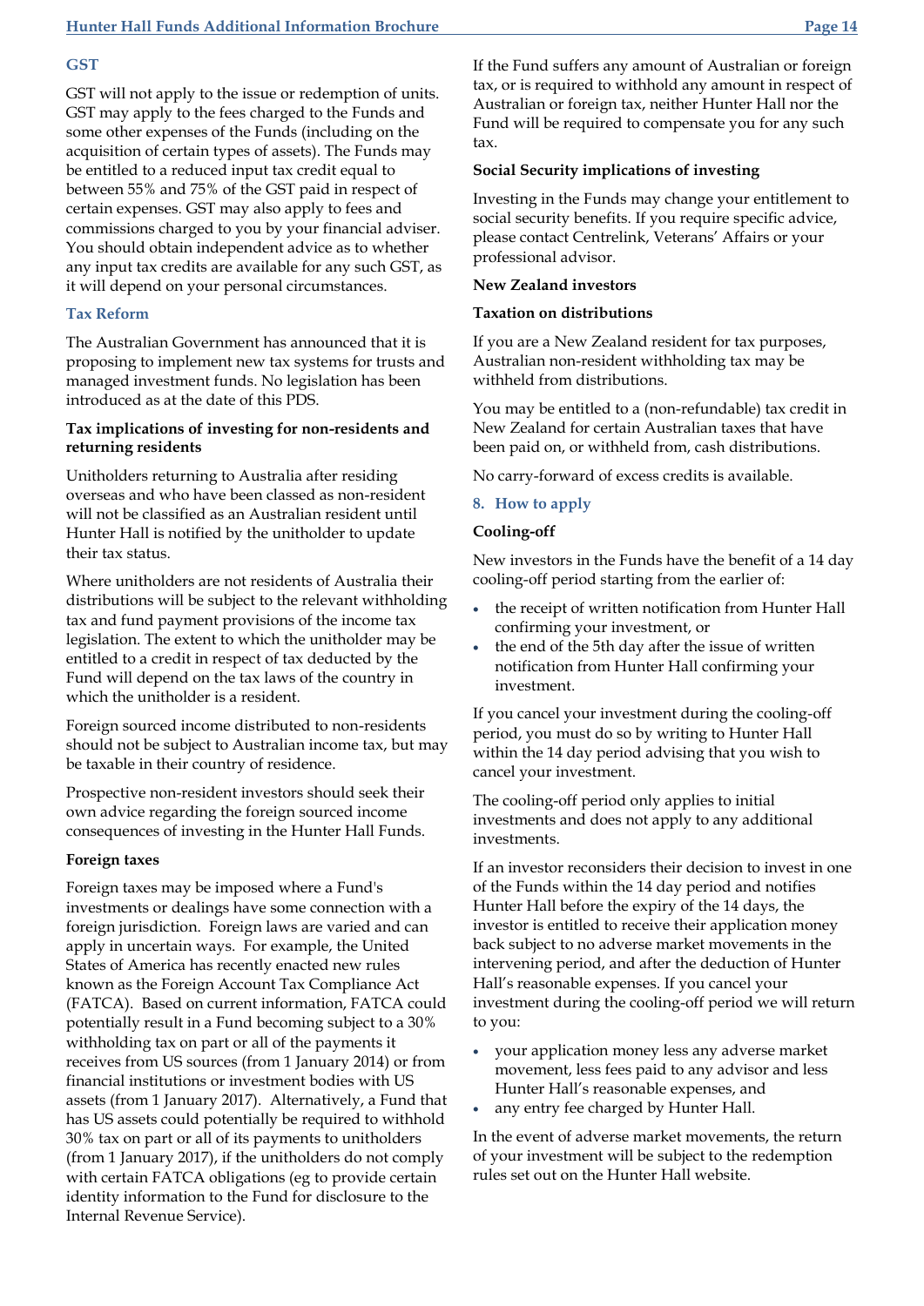## GST

GST will not apply to the issue or redemption of units. GST may apply to the fees charged to the Funds and some other expenses of the Funds (including on the acquisition of certain types of assets). The Funds may be entitled to a reduced input tax credit equal to between 55% and 75% of the GST paid in respect of certain expenses. GST may also apply to fees and commissions charged to you by your financial adviser. You should obtain independent advice as to whether any input tax credits are available for any such GST, as it will depend on your personal circumstances.

## Tax Reform

The Australian Government has announced that it is proposing to implement new tax systems for trusts and managed investment funds. No legislation has been introduced as at the date of this PDS.

**Tax implications of investing for non-residents and returning residents**

Unitholders returning to Australia after residing overseas and who have been classed as non-resident will not be classified as an Australian resident until Hunter Hall is notified by the unitholder to update their tax status.

Where unitholders are not residents of Australia their distributions will be subject to the relevant withholding tax and fund payment provisions of the income tax legislation. The extent to which the unitholder may be entitled to a credit in respect of tax deducted by the Fund will depend on the tax laws of the country in which the unitholder is a resident.

Foreign sourced income distributed to non-residents should not be subject to Australian income tax, but may be taxable in their country of residence.

Prospective non-resident investors should seek their own advice regarding the foreign sourced income consequences of investing in the Hunter Hall Funds.

**Foreign taxes**

Foreign taxes may be imposed where a Fund's investments or dealings have some connection with a foreign jurisdiction. Foreign laws are varied and can apply in uncertain ways. For example, the United States of America has recently enacted new rules known as the Foreign Account Tax Compliance Act (FATCA). Based on current information, FATCA could potentially result in a Fund becoming subject to a 30% withholding tax on part or all of the payments it receives from US sources (from 1 January 2014) or from financial institutions or investment bodies with US assets (from 1 January 2017). Alternatively, a Fund that has US assets could potentially be required to withhold 30% tax on part or all of its payments to unitholders (from 1 January 2017), if the unitholders do not comply with certain FATCA obligations (eg to provide certain identity information to the Fund for disclosure to the Internal Revenue Service).

If the Fund suffers any amount of Australian or foreign tax, or is required to withhold any amount in respect of Australian or foreign tax, neither Hunter Hall nor the Fund will be required to compensate you for any such tax.

**Social Security implications of investing**

Investing in the Funds may change your entitlement to social security benefits. If you require specific advice, please contact Centrelink, Veterans' Affairs or your professional advisor.

**New Zealand investors**

**Taxation on distributions**

If you are a New Zealand resident for tax purposes, Australian non-resident withholding tax may be withheld from distributions.

You may be entitled to a (non-refundable) tax credit in New Zealand for certain Australian taxes that have been paid on, or withheld from, cash distributions.

No carry-forward of excess credits is available.

## 8. How to apply

**Cooling-off**

New investors in the Funds have the benefit of a 14 day cooling-off period starting from the earlier of:

- the receipt of written notification from Hunter Hall confirming your investment, or
- the end of the 5th day after the issue of written notification from Hunter Hall confirming your investment.

If you cancel your investment during the cooling-off period, you must do so by writing to Hunter Hall within the 14 day period advising that you wish to cancel your investment.

The cooling-off period only applies to initial investments and does not apply to any additional investments.

If an investor reconsiders their decision to invest in one of the Funds within the 14 day period and notifies Hunter Hall before the expiry of the 14 days, the investor is entitled to receive their application money back subject to no adverse market movements in the intervening period, and after the deduction of Hunter Hall's reasonable expenses. If you cancel your investment during the cooling-off period we will return to you:

- your application money less any adverse market movement, less fees paid to any advisor and less Hunter Hall's reasonable expenses, and
- any entry fee charged by Hunter Hall.

In the event of adverse market movements, the return of your investment will be subject to the redemption rules set out on the Hunter Hall website.